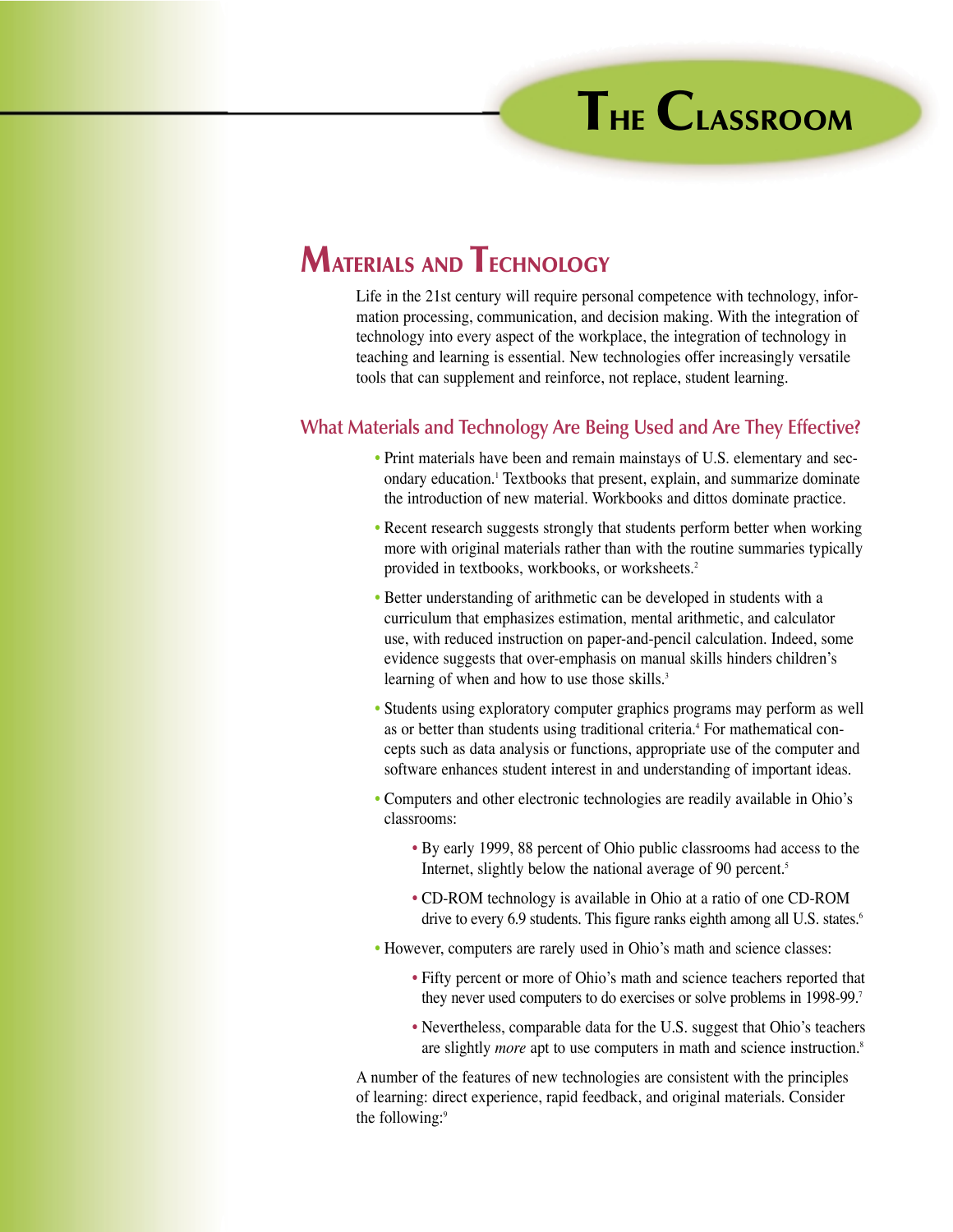# The Classroom

## Materials and Technology

Life in the 21st century will require personal competence with technology, information processing, communication, and decision making. With the integration of technology into every aspect of the workplace, the integration of technology in teaching and learning is essential. New technologies offer increasingly versatile tools that can supplement and reinforce, not replace, student learning.

### What Materials and Technology Are Being Used and Are They Effective?

- Print materials have been and remain mainstays of U.S. elementary and secondary education.[1] Textbooks that present, explain, and summarize dominate the introduction of new material. Workbooks and dittos dominate practice.
- Recent research suggests strongly that students perform better when working more with original materials rather than with the routine summaries typically provided in textbooks, workbooks, or worksheets.[2]
- Better understanding of arithmetic can be developed in students with a curriculum that emphasizes estimation, mental arithmetic, and calculator use, with reduced instruction on paper-and-pencil calculation. Indeed, some evidence suggests that over-emphasis on manual skills hinders children's learning of when and how to use those skills.[3]
- Students using exploratory computer graphics programs may perform as well as or better than students using traditional criteria.[4] For mathematical concepts such as data analysis or functions, appropriate use of the computer and software enhances student interest in and understanding of important ideas.
- Computers and other electronic technologies are readily available in Ohio's classrooms:
  - By early 1999, 88 percent of Ohio public classrooms had access to the Internet, slightly below the national average of 90 percent.[5]
  - CD-ROM technology is available in Ohio at a ratio of one CD-ROM drive to every 6.9 students. This figure ranks eighth among all U.S. states.[6]
- However, computers are rarely used in Ohio's math and science classes:
  - Fifty percent or more of Ohio's math and science teachers reported that they never used computers to do exercises or solve problems in 1998-99.[7]
  - Nevertheless, comparable data for the U.S. suggest that Ohio's teachers are slightly *more* apt to use computers in math and science instruction.[8]

A number of the features of new technologies are consistent with the principles of learning: direct experience, rapid feedback, and original materials. Consider the following:[9]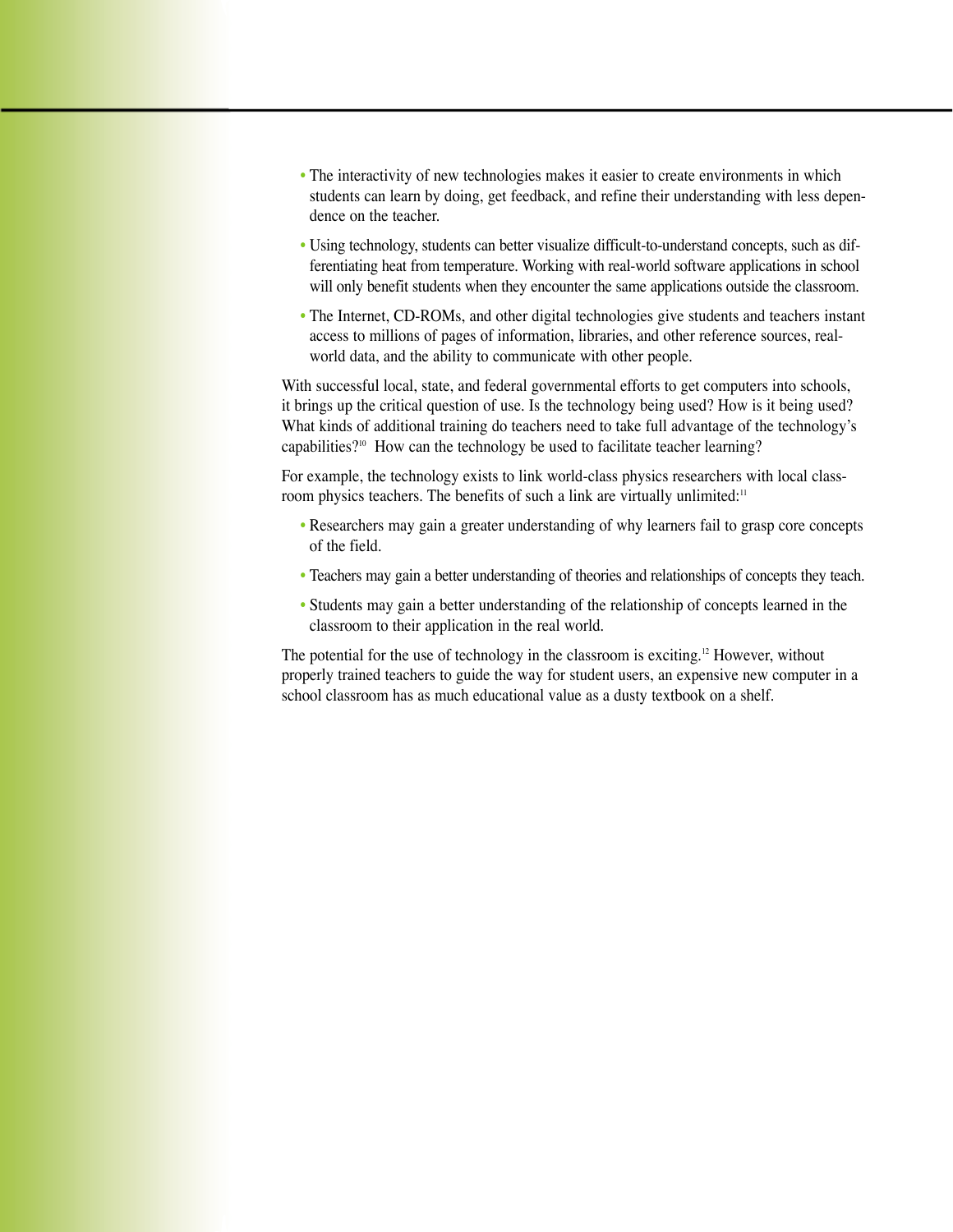- The interactivity of new technologies makes it easier to create environments in which students can learn by doing, get feedback, and refine their understanding with less dependence on the teacher.
- Using technology, students can better visualize difficult-to-understand concepts, such as differentiating heat from temperature. Working with real-world software applications in school will only benefit students when they encounter the same applications outside the classroom.
- The Internet, CD-ROMs, and other digital technologies give students and teachers instant access to millions of pages of information, libraries, and other reference sources, real-world data, and the ability to communicate with other people.

With successful local, state, and federal governmental efforts to get computers into schools, it brings up the critical question of use. Is the technology being used? How is it being used? What kinds of additional training do teachers need to take full advantage of the technology's capabilities?[10] How can the technology be used to facilitate teacher learning?

For example, the technology exists to link world-class physics researchers with local classroom physics teachers. The benefits of such a link are virtually unlimited:[11]

- Researchers may gain a greater understanding of why learners fail to grasp core concepts of the field.
- Teachers may gain a better understanding of theories and relationships of concepts they teach.
- Students may gain a better understanding of the relationship of concepts learned in the classroom to their application in the real world.

The potential for the use of technology in the classroom is exciting.[12] However, without properly trained teachers to guide the way for student users, an expensive new computer in a school classroom has as much educational value as a dusty textbook on a shelf.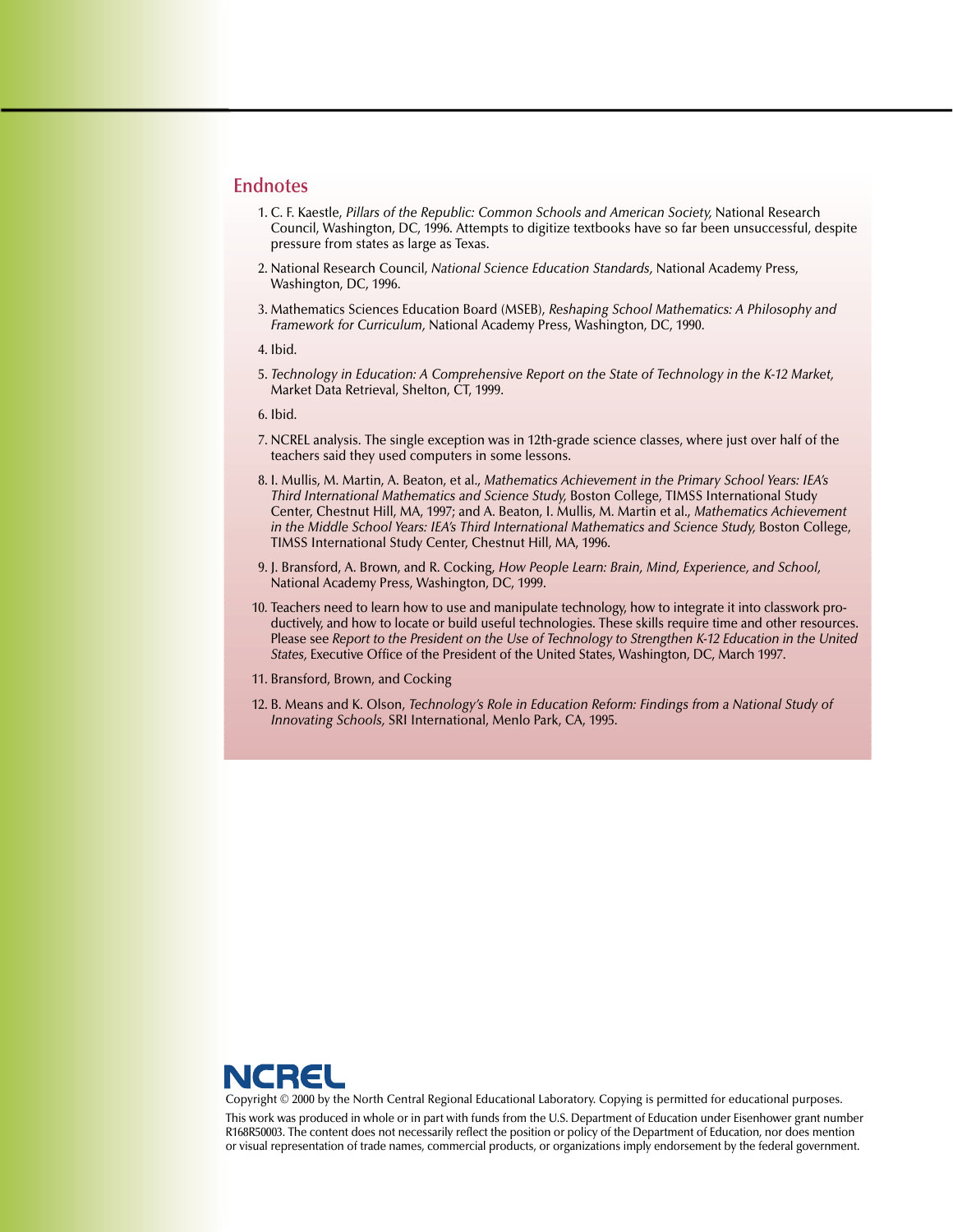## Endnotes

1. C. F. Kaestle, *Pillars of the Republic: Common Schools and American Society,* National Research Council, Washington, DC, 1996. Attempts to digitize textbooks have so far been unsuccessful, despite pressure from states as large as Texas.
2. National Research Council, *National Science Education Standards,* National Academy Press, Washington, DC, 1996.
3. Mathematics Sciences Education Board (MSEB), *Reshaping School Mathematics: A Philosophy and Framework for Curriculum,* National Academy Press, Washington, DC, 1990.
4. Ibid.
5. *Technology in Education: A Comprehensive Report on the State of Technology in the K-12 Market,* Market Data Retrieval, Shelton, CT, 1999.
6. Ibid.
7. NCREL analysis. The single exception was in 12th-grade science classes, where just over half of the teachers said they used computers in some lessons.
8. I. Mullis, M. Martin, A. Beaton, et al., *Mathematics Achievement in the Primary School Years: IEA's Third International Mathematics and Science Study,* Boston College, TIMSS International Study Center, Chestnut Hill, MA, 1997; and A. Beaton, I. Mullis, M. Martin et al., *Mathematics Achievement in the Middle School Years: IEA's Third International Mathematics and Science Study,* Boston College, TIMSS International Study Center, Chestnut Hill, MA, 1996.
9. J. Bransford, A. Brown, and R. Cocking, *How People Learn: Brain, Mind, Experience, and School,* National Academy Press, Washington, DC, 1999.
10. Teachers need to learn how to use and manipulate technology, how to integrate it into classwork productively, and how to locate or build useful technologies. These skills require time and other resources. Please see *Report to the President on the Use of Technology to Strengthen K-12 Education in the United States,* Executive Office of the President of the United States, Washington, DC, March 1997.
11. Bransford, Brown, and Cocking
12. B. Means and K. Olson, *Technology's Role in Education Reform: Findings from a National Study of Innovating Schools,* SRI International, Menlo Park, CA, 1995.

NCREL

Copyright © 2000 by the North Central Regional Educational Laboratory. Copying is permitted for educational purposes.

This work was produced in whole or in part with funds from the U.S. Department of Education under Eisenhower grant number R168R50003. The content does not necessarily reflect the position or policy of the Department of Education, nor does mention or visual representation of trade names, commercial products, or organizations imply endorsement by the federal government.